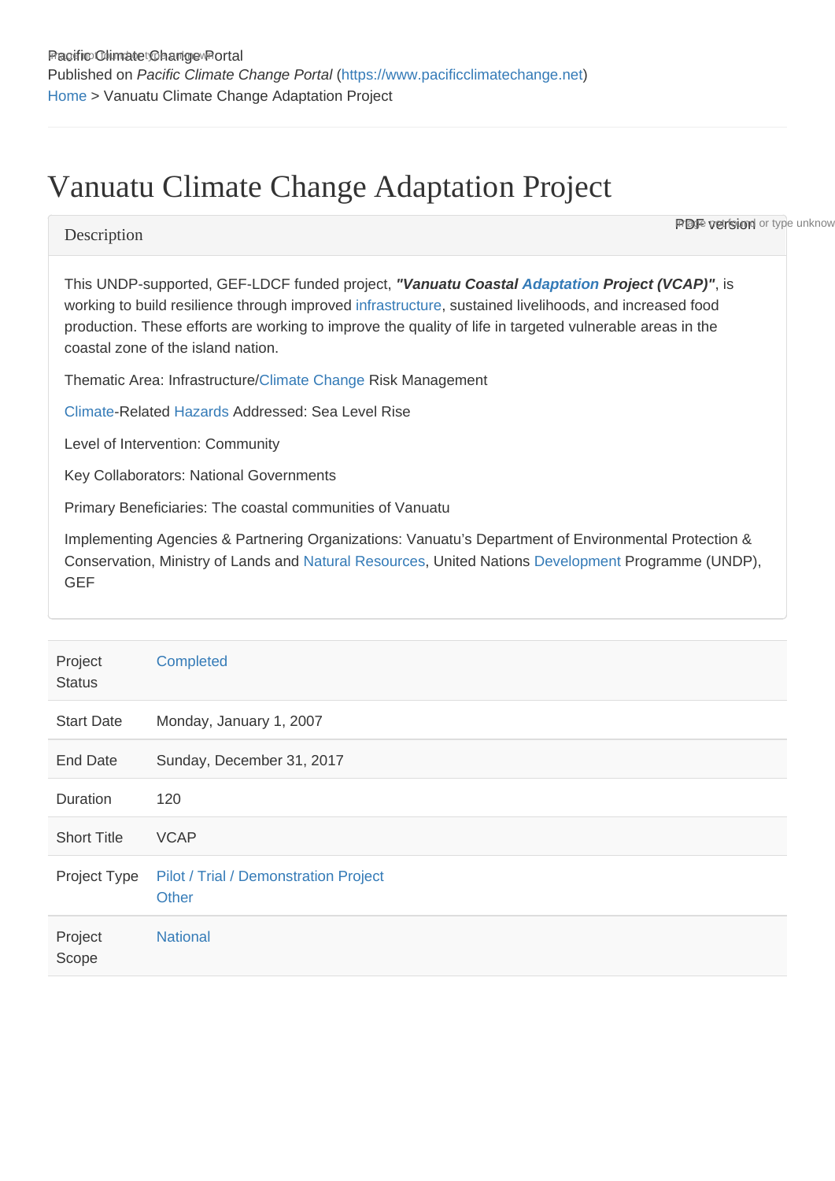Pacific Climate Change Portal
Published on *Pacific Climate Change Portal* (https://www.pacificclimatechange.net)
Home > Vanuatu Climate Change Adaptation Project

# Vanuatu Climate Change Adaptation Project

## Description

This UNDP-supported, GEF-LDCF funded project, ***"Vanuatu Coastal Adaptation Project (VCAP)"***, is working to build resilience through improved infrastructure, sustained livelihoods, and increased food production. These efforts are working to improve the quality of life in targeted vulnerable areas in the coastal zone of the island nation.

Thematic Area: Infrastructure/Climate Change Risk Management

Climate-Related Hazards Addressed: Sea Level Rise

Level of Intervention: Community

Key Collaborators: National Governments

Primary Beneficiaries: The coastal communities of Vanuatu

Implementing Agencies & Partnering Organizations: Vanuatu's Department of Environmental Protection & Conservation, Ministry of Lands and Natural Resources, United Nations Development Programme (UNDP), GEF

| | |
|---|---|
| Project Status | Completed |
| Start Date | Monday, January 1, 2007 |
| End Date | Sunday, December 31, 2017 |
| Duration | 120 |
| Short Title | VCAP |
| Project Type | Pilot / Trial / Demonstration Project<br>Other |
| Project Scope | National |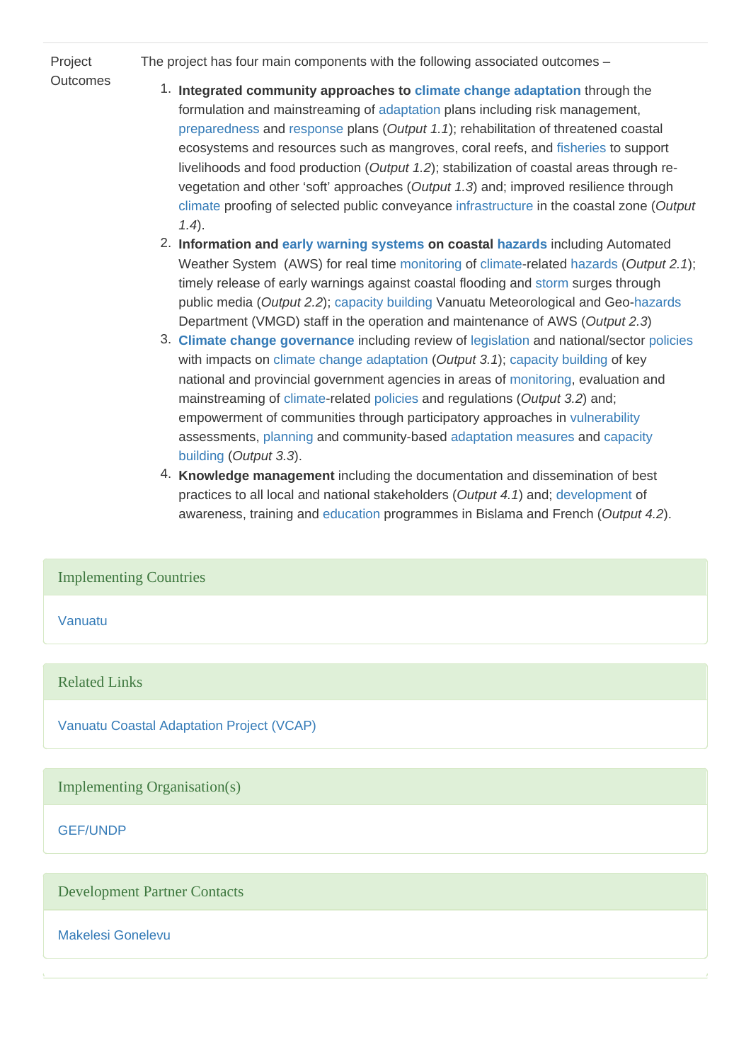| Project Outcomes | The project has four main components with the following associated outcomes – 1. **Integrated community approaches to climate change adaptation** through the formulation and mainstreaming of adaptation plans including risk management, preparedness and response plans (*Output 1.1*); rehabilitation of threatened coastal ecosystems and resources such as mangroves, coral reefs, and fisheries to support livelihoods and food production (*Output 1.2*); stabilization of coastal areas through re-vegetation and other 'soft' approaches (*Output 1.3*) and; improved resilience through climate proofing of selected public conveyance infrastructure in the coastal zone (*Output 1.4*). 2. **Information and early warning systems on coastal hazards** including Automated Weather System (AWS) for real time monitoring of climate-related hazards (*Output 2.1*); timely release of early warnings against coastal flooding and storm surges through public media (*Output 2.2*); capacity building Vanuatu Meteorological and Geo-hazards Department (VMGD) staff in the operation and maintenance of AWS (*Output 2.3*) 3. **Climate change governance** including review of legislation and national/sector policies with impacts on climate change adaptation (*Output 3.1*); capacity building of key national and provincial government agencies in areas of monitoring, evaluation and mainstreaming of climate-related policies and regulations (*Output 3.2*) and; empowerment of communities through participatory approaches in vulnerability assessments, planning and community-based adaptation measures and capacity building (*Output 3.3*). 4. **Knowledge management** including the documentation and dissemination of best practices to all local and national stakeholders (*Output 4.1*) and; development of awareness, training and education programmes in Bislama and French (*Output 4.2*). |
|---|---|

## Implementing Countries

Vanuatu

## Related Links

Vanuatu Coastal Adaptation Project (VCAP)

## Implementing Organisation(s)

GEF/UNDP

## Development Partner Contacts

Makelesi Gonelevu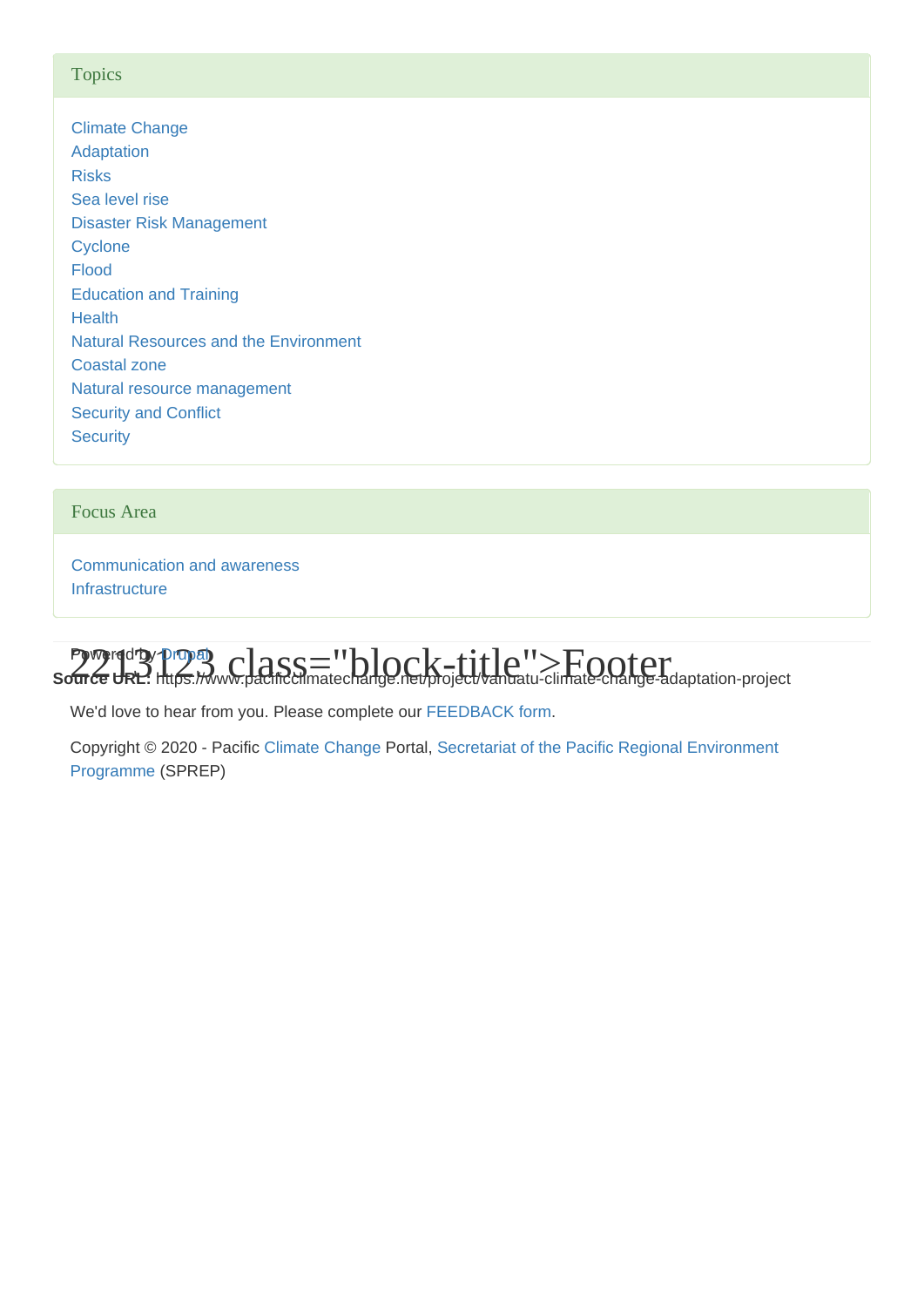## Topics

Climate Change
Adaptation
Risks
Sea level rise
Disaster Risk Management
Cyclone
Flood
Education and Training
Health
Natural Resources and the Environment
Coastal zone
Natural resource management
Security and Conflict
Security

## Focus Area

Communication and awareness
Infrastructure

Powered by Drupal

2213123 class="block-title">Footer

**Source URL:** https://www.pacificclimatechange.net/project/vanuatu-climate-change-adaptation-project

We'd love to hear from you. Please complete our FEEDBACK form.

Copyright © 2020 - Pacific Climate Change Portal, Secretariat of the Pacific Regional Environment Programme (SPREP)